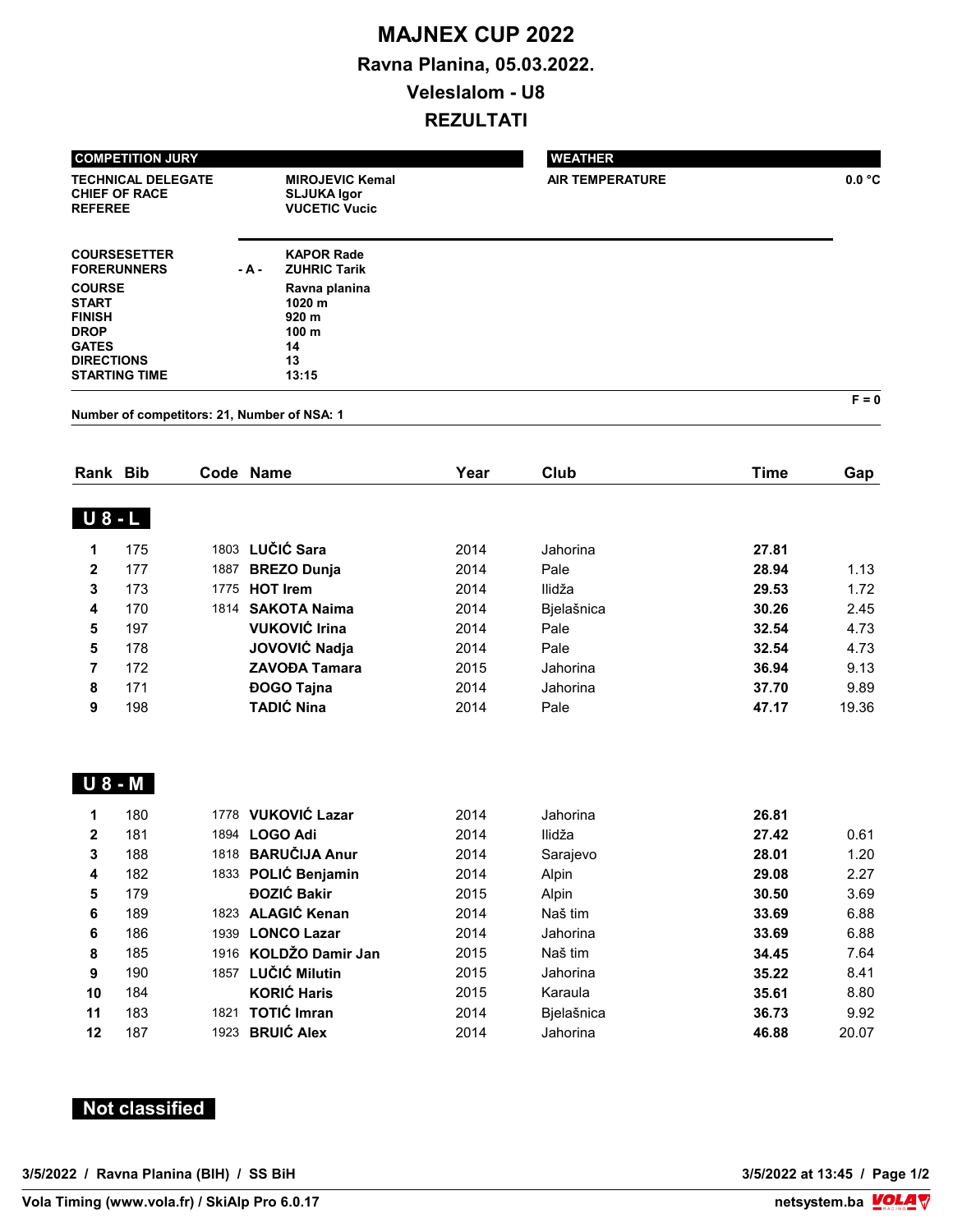# MAJNEX CUP 2022

## Ravna Planina, 05.03.2022.

## Veleslalom - U8

## REZULTATI

| COMPETITION JURY | | |
|---|---|---|
| TECHNICAL DELEGATE | | MIROJEVIC Kemal |
| CHIEF OF RACE | | SLJUKA Igor |
| REFEREE | | VUCETIC Vucic |
| COURSESETTER | | KAPOR Rade |
| FORERUNNERS | - A - | ZUHRIC Tarik |
| COURSE | | Ravna planina |
| START | | 1020 m |
| FINISH | | 920 m |
| DROP | | 100 m |
| GATES | | 14 |
| DIRECTIONS | | 13 |
| STARTING TIME | | 13:15 |

| WEATHER | |
|---|---|
| AIR TEMPERATURE | 0.0 °C |

F = 0

Number of competitors: 21, Number of NSA: 1

| Rank | Bib | Code | Name | Year | Club | Time | Gap |
|---|---|---|---|---|---|---|---|
| **U 8 - L** | | | | | | | |
| 1 | 175 | 1803 | **LUČIĆ Sara** | 2014 | Jahorina | **27.81** | |
| 2 | 177 | 1887 | **BREZO Dunja** | 2014 | Pale | **28.94** | 1.13 |
| 3 | 173 | 1775 | **HOT Irem** | 2014 | Ilidža | **29.53** | 1.72 |
| 4 | 170 | 1814 | **SAKOTA Naima** | 2014 | Bjelašnica | **30.26** | 2.45 |
| 5 | 197 | | **VUKOVIĆ Irina** | 2014 | Pale | **32.54** | 4.73 |
| 5 | 178 | | **JOVOVIĆ Nadja** | 2014 | Pale | **32.54** | 4.73 |
| 7 | 172 | | **ZAVOĐA Tamara** | 2015 | Jahorina | **36.94** | 9.13 |
| 8 | 171 | | **ĐOGO Tajna** | 2014 | Jahorina | **37.70** | 9.89 |
| 9 | 198 | | **TADIĆ Nina** | 2014 | Pale | **47.17** | 19.36 |
| **U 8 - M** | | | | | | | |
| 1 | 180 | 1778 | **VUKOVIĆ Lazar** | 2014 | Jahorina | **26.81** | |
| 2 | 181 | 1894 | **LOGO Adi** | 2014 | Ilidža | **27.42** | 0.61 |
| 3 | 188 | 1818 | **BARUČIJA Anur** | 2014 | Sarajevo | **28.01** | 1.20 |
| 4 | 182 | 1833 | **POLIĆ Benjamin** | 2014 | Alpin | **29.08** | 2.27 |
| 5 | 179 | | **ĐOZIĆ Bakir** | 2015 | Alpin | **30.50** | 3.69 |
| 6 | 189 | 1823 | **ALAGIĆ Kenan** | 2014 | Naš tim | **33.69** | 6.88 |
| 6 | 186 | 1939 | **LONCO Lazar** | 2014 | Jahorina | **33.69** | 6.88 |
| 8 | 185 | 1916 | **KOLDŽO Damir Jan** | 2015 | Naš tim | **34.45** | 7.64 |
| 9 | 190 | 1857 | **LUČIĆ Milutin** | 2015 | Jahorina | **35.22** | 8.41 |
| 10 | 184 | | **KORIĆ Haris** | 2015 | Karaula | **35.61** | 8.80 |
| 11 | 183 | 1821 | **TOTIĆ Imran** | 2014 | Bjelašnica | **36.73** | 9.92 |
| 12 | 187 | 1923 | **BRUIĆ Alex** | 2014 | Jahorina | **46.88** | 20.07 |

**Not classified**

3/5/2022 / Ravna Planina (BIH) / SS BiH — 3/5/2022 at 13:45

Vola Timing (www.vola.fr) / SkiAlp Pro 6.0.17 — netsystem.ba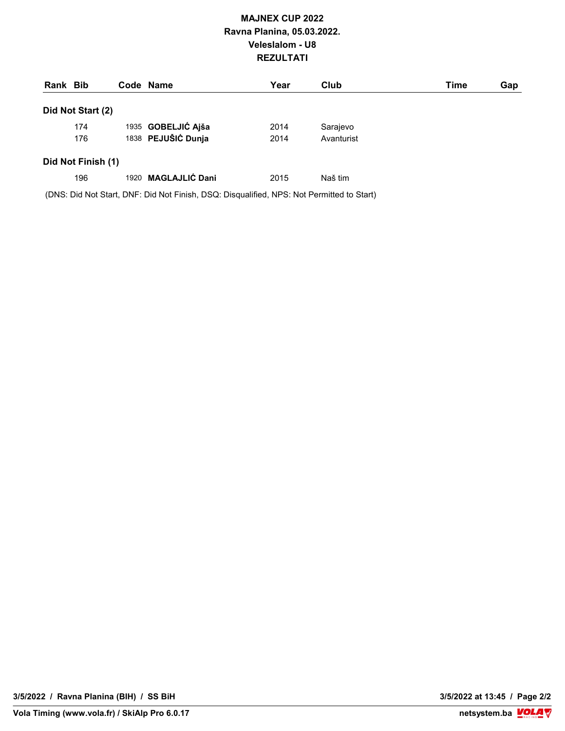**MAJNEX CUP 2022**
**Ravna Planina, 05.03.2022.**
**Veleslalom - U8**
**REZULTATI**

| Rank | Bib | Code | Name | Year | Club | Time | Gap |
|---|---|---|---|---|---|---|---|
| **Did Not Start (2)** | | | | | | | |
| | 174 | 1935 | **GOBELJIĆ Ajša** | 2014 | Sarajevo | | |
| | 176 | 1838 | **PEJUŠIĆ Dunja** | 2014 | Avanturist | | |
| **Did Not Finish (1)** | | | | | | | |
| | 196 | 1920 | **MAGLAJLIĆ Dani** | 2015 | Naš tim | | |

(DNS: Did Not Start, DNF: Did Not Finish, DSQ: Disqualified, NPS: Not Permitted to Start)

**3/5/2022 / Ravna Planina (BIH) / SS BiH**

**3/5/2022 at 13:45**

**Vola Timing (www.vola.fr) / SkiAlp Pro 6.0.17**

**netsystem.ba**